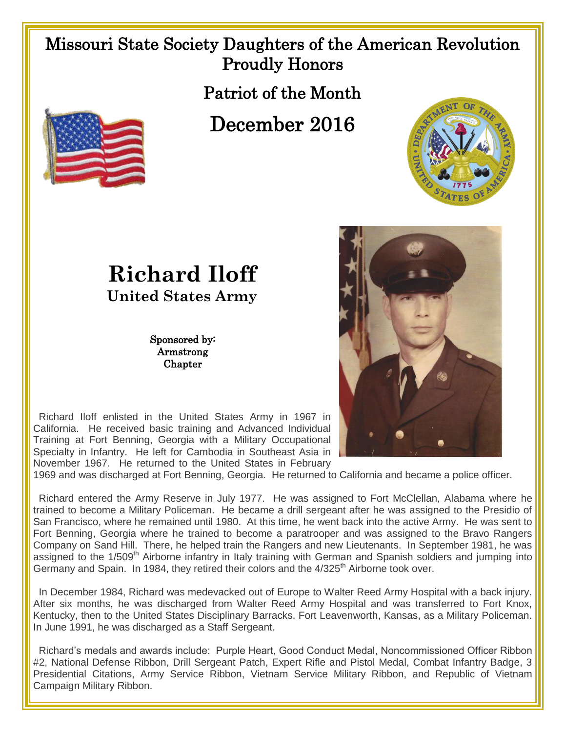# Missouri State Society Daughters of the American Revolution Proudly Honors

## Patriot of the Month

## December 2016

# Richard Iloff

### United States Army

Sponsored by:
Armstrong
Chapter

Richard Iloff enlisted in the United States Army in 1967 in California. He received basic training and Advanced Individual Training at Fort Benning, Georgia with a Military Occupational Specialty in Infantry. He left for Cambodia in Southeast Asia in November 1967. He returned to the United States in February 1969 and was discharged at Fort Benning, Georgia. He returned to California and became a police officer.

Richard entered the Army Reserve in July 1977. He was assigned to Fort McClellan, Alabama where he trained to become a Military Policeman. He became a drill sergeant after he was assigned to the Presidio of San Francisco, where he remained until 1980. At this time, he went back into the active Army. He was sent to Fort Benning, Georgia where he trained to become a paratrooper and was assigned to the Bravo Rangers Company on Sand Hill. There, he helped train the Rangers and new Lieutenants. In September 1981, he was assigned to the 1/509th Airborne infantry in Italy training with German and Spanish soldiers and jumping into Germany and Spain. In 1984, they retired their colors and the 4/325th Airborne took over.

In December 1984, Richard was medevacked out of Europe to Walter Reed Army Hospital with a back injury. After six months, he was discharged from Walter Reed Army Hospital and was transferred to Fort Knox, Kentucky, then to the United States Disciplinary Barracks, Fort Leavenworth, Kansas, as a Military Policeman. In June 1991, he was discharged as a Staff Sergeant.

Richard's medals and awards include: Purple Heart, Good Conduct Medal, Noncommissioned Officer Ribbon #2, National Defense Ribbon, Drill Sergeant Patch, Expert Rifle and Pistol Medal, Combat Infantry Badge, 3 Presidential Citations, Army Service Ribbon, Vietnam Service Military Ribbon, and Republic of Vietnam Campaign Military Ribbon.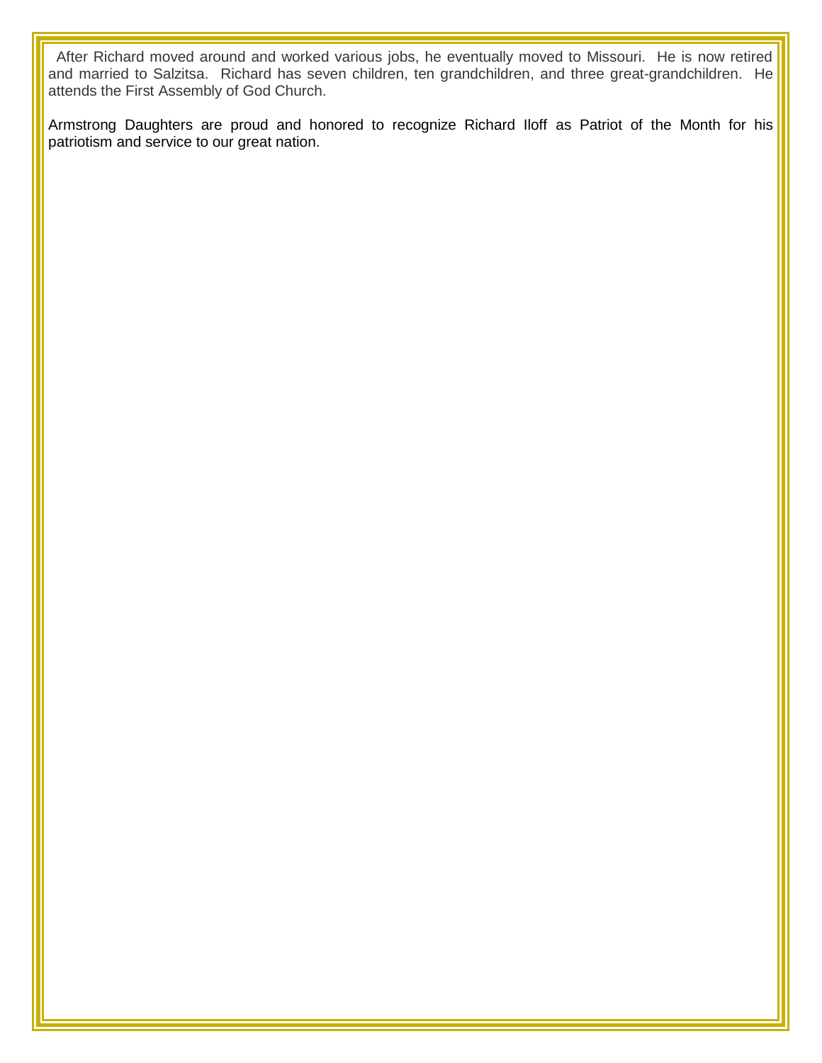After Richard moved around and worked various jobs, he eventually moved to Missouri. He is now retired and married to Salzitsa. Richard has seven children, ten grandchildren, and three great-grandchildren. He attends the First Assembly of God Church.

Armstrong Daughters are proud and honored to recognize Richard Iloff as Patriot of the Month for his patriotism and service to our great nation.